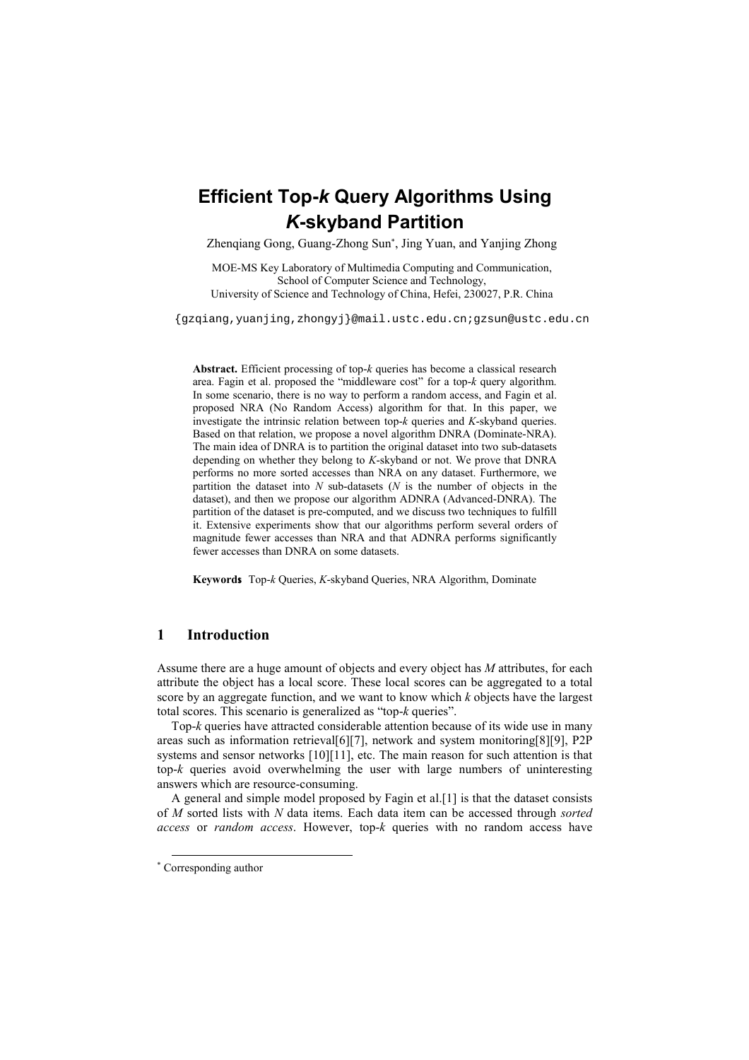# Efficient Top-*k* Query Algorithms Using *K*-skyband Partition

Zhenqiang Gong, Guang-Zhong Sun*, Jing Yuan, and Yanjing Zhong

MOE-MS Key Laboratory of Multimedia Computing and Communication,
School of Computer Science and Technology,
University of Science and Technology of China, Hefei, 230027, P.R. China

{gzqiang,yuanjing,zhongyj}@mail.ustc.edu.cn;gzsun@ustc.edu.cn

**Abstract.** Efficient processing of top-*k* queries has become a classical research area. Fagin et al. proposed the "middleware cost" for a top-*k* query algorithm. In some scenario, there is no way to perform a random access, and Fagin et al. proposed NRA (No Random Access) algorithm for that. In this paper, we investigate the intrinsic relation between top-*k* queries and *K*-skyband queries. Based on that relation, we propose a novel algorithm DNRA (Dominate-NRA). The main idea of DNRA is to partition the original dataset into two sub-datasets depending on whether they belong to *K*-skyband or not. We prove that DNRA performs no more sorted accesses than NRA on any dataset. Furthermore, we partition the dataset into *N* sub-datasets (*N* is the number of objects in the dataset), and then we propose our algorithm ADNRA (Advanced-DNRA). The partition of the dataset is pre-computed, and we discuss two techniques to fulfill it. Extensive experiments show that our algorithms perform several orders of magnitude fewer accesses than NRA and that ADNRA performs significantly fewer accesses than DNRA on some datasets.

**Keywords:** Top-*k* Queries, *K*-skyband Queries, NRA Algorithm, Dominate

## 1 Introduction

Assume there are a huge amount of objects and every object has *M* attributes, for each attribute the object has a local score. These local scores can be aggregated to a total score by an aggregate function, and we want to know which *k* objects have the largest total scores. This scenario is generalized as "top-*k* queries".

Top-*k* queries have attracted considerable attention because of its wide use in many areas such as information retrieval[6][7], network and system monitoring[8][9], P2P systems and sensor networks [10][11], etc. The main reason for such attention is that top-*k* queries avoid overwhelming the user with large numbers of uninteresting answers which are resource-consuming.

A general and simple model proposed by Fagin et al.[1] is that the dataset consists of *M* sorted lists with *N* data items. Each data item can be accessed through *sorted access* or *random access*. However, top-*k* queries with no random access have

* Corresponding author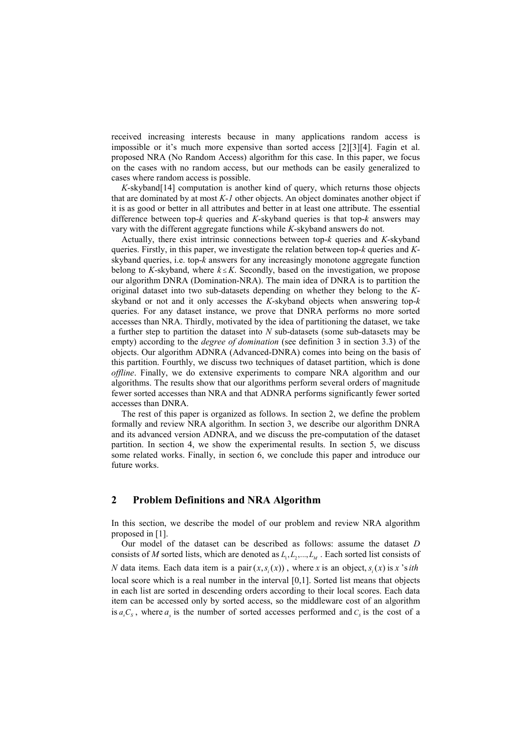received increasing interests because in many applications random access is impossible or it's much more expensive than sorted access [2][3][4]. Fagin et al. proposed NRA (No Random Access) algorithm for this case. In this paper, we focus on the cases with no random access, but our methods can be easily generalized to cases where random access is possible.

*K*-skyband[14] computation is another kind of query, which returns those objects that are dominated by at most *K-1* other objects. An object dominates another object if it is as good or better in all attributes and better in at least one attribute. The essential difference between top-*k* queries and *K*-skyband queries is that top-*k* answers may vary with the different aggregate functions while *K*-skyband answers do not.

Actually, there exist intrinsic connections between top-*k* queries and *K*-skyband queries. Firstly, in this paper, we investigate the relation between top-*k* queries and *K*-skyband queries, i.e. top-*k* answers for any increasingly monotone aggregate function belong to *K*-skyband, where $k \le K$. Secondly, based on the investigation, we propose our algorithm DNRA (Domination-NRA). The main idea of DNRA is to partition the original dataset into two sub-datasets depending on whether they belong to the *K*-skyband or not and it only accesses the *K*-skyband objects when answering top-*k* queries. For any dataset instance, we prove that DNRA performs no more sorted accesses than NRA. Thirdly, motivated by the idea of partitioning the dataset, we take a further step to partition the dataset into *N* sub-datasets (some sub-datasets may be empty) according to the *degree of domination* (see definition 3 in section 3.3) of the objects. Our algorithm ADNRA (Advanced-DNRA) comes into being on the basis of this partition. Fourthly, we discuss two techniques of dataset partition, which is done *offline*. Finally, we do extensive experiments to compare NRA algorithm and our algorithms. The results show that our algorithms perform several orders of magnitude fewer sorted accesses than NRA and that ADNRA performs significantly fewer sorted accesses than DNRA.

The rest of this paper is organized as follows. In section 2, we define the problem formally and review NRA algorithm. In section 3, we describe our algorithm DNRA and its advanced version ADNRA, and we discuss the pre-computation of the dataset partition. In section 4, we show the experimental results. In section 5, we discuss some related works. Finally, in section 6, we conclude this paper and introduce our future works.

## 2 Problem Definitions and NRA Algorithm

In this section, we describe the model of our problem and review NRA algorithm proposed in [1].

Our model of the dataset can be described as follows: assume the dataset *D* consists of *M* sorted lists, which are denoted as $L_1, L_2, \ldots, L_M$. Each sorted list consists of *N* data items. Each data item is a pair $(x, s_i(x))$, where *x* is an object, $s_i(x)$ is *x* 's *ith* local score which is a real number in the interval [0,1]. Sorted list means that objects in each list are sorted in descending orders according to their local scores. Each data item can be accessed only by sorted access, so the middleware cost of an algorithm is $a_s C_S$, where $a_s$ is the number of sorted accesses performed and $C_s$ is the cost of a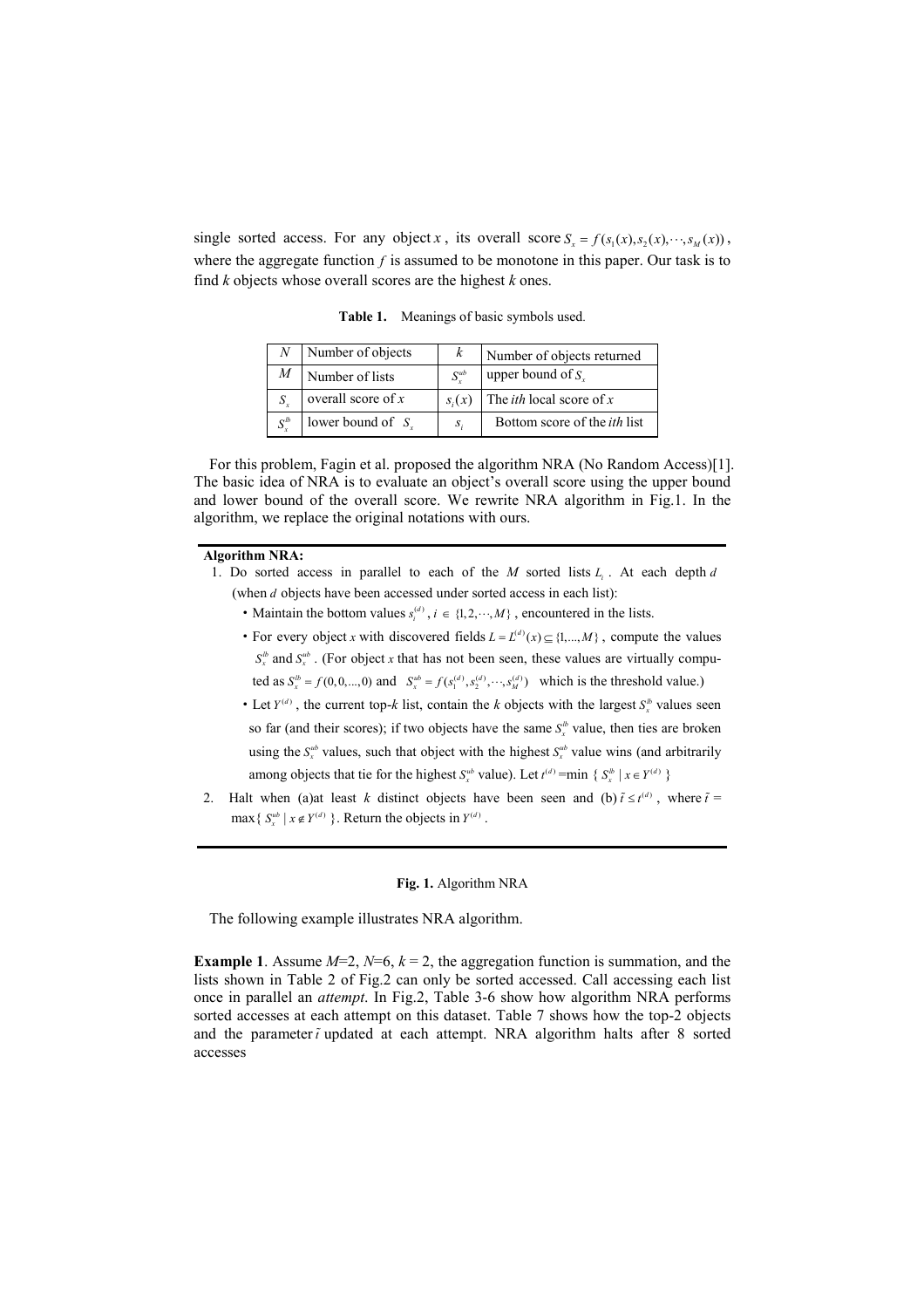single sorted access. For any object $x$, its overall score $S_x = f(s_1(x), s_2(x), \cdots, s_M(x))$, where the aggregate function $f$ is assumed to be monotone in this paper. Our task is to find $k$ objects whose overall scores are the highest $k$ ones.

**Table 1.** Meanings of basic symbols used.

| | | | |
|---|---|---|---|
| $N$ | Number of objects | $k$ | Number of objects returned |
| $M$ | Number of lists | $S_x^{ub}$ | upper bound of $S_x$ |
| $S_x$ | overall score of $x$ | $s_i(x)$ | The *ith* local score of $x$ |
| $S_x^{lb}$ | lower bound of $S_x$ | $s_i$ | Bottom score of the *ith* list |

For this problem, Fagin et al. proposed the algorithm NRA (No Random Access)[1]. The basic idea of NRA is to evaluate an object's overall score using the upper bound and lower bound of the overall score. We rewrite NRA algorithm in Fig.1. In the algorithm, we replace the original notations with ours.

**Algorithm NRA:**

1. Do sorted access in parallel to each of the $M$ sorted lists $L_i$. At each depth $d$ (when $d$ objects have been accessed under sorted access in each list):
   - Maintain the bottom values $s_i^{(d)}$, $i \in \{1, 2, \cdots, M\}$, encountered in the lists.
   - For every object $x$ with discovered fields $L = L^{(d)}(x) \subseteq \{1, ..., M\}$, compute the values $S_x^{lb}$ and $S_x^{ub}$. (For object $x$ that has not been seen, these values are virtually computed as $S_x^{lb} = f(0, 0, ..., 0)$ and $S_x^{ub} = f(s_1^{(d)}, s_2^{(d)}, \cdots, s_M^{(d)})$ which is the threshold value.)
   - Let $Y^{(d)}$, the current top-$k$ list, contain the $k$ objects with the largest $S_x^{lb}$ values seen so far (and their scores); if two objects have the same $S_x^{lb}$ value, then ties are broken using the $S_x^{ub}$ values, such that object with the highest $S_x^{ub}$ value wins (and arbitrarily among objects that tie for the highest $S_x^{ub}$ value). Let $t^{(d)}$ =min { $S_x^{lb} \mid x \in Y^{(d)}$ }
2. Halt when (a)at least $k$ distinct objects have been seen and (b) $\tilde{t} \le t^{(d)}$, where $\tilde{t}$ = max{ $S_x^{ub} \mid x \notin Y^{(d)}$ }. Return the objects in $Y^{(d)}$.

**Fig. 1.** Algorithm NRA

The following example illustrates NRA algorithm.

**Example 1**. Assume $M$=2, $N$=6, $k$ = 2, the aggregation function is summation, and the lists shown in Table 2 of Fig.2 can only be sorted accessed. Call accessing each list once in parallel an *attempt*. In Fig.2, Table 3-6 show how algorithm NRA performs sorted accesses at each attempt on this dataset. Table 7 shows how the top-2 objects and the parameter $\tilde{t}$ updated at each attempt. NRA algorithm halts after 8 sorted accesses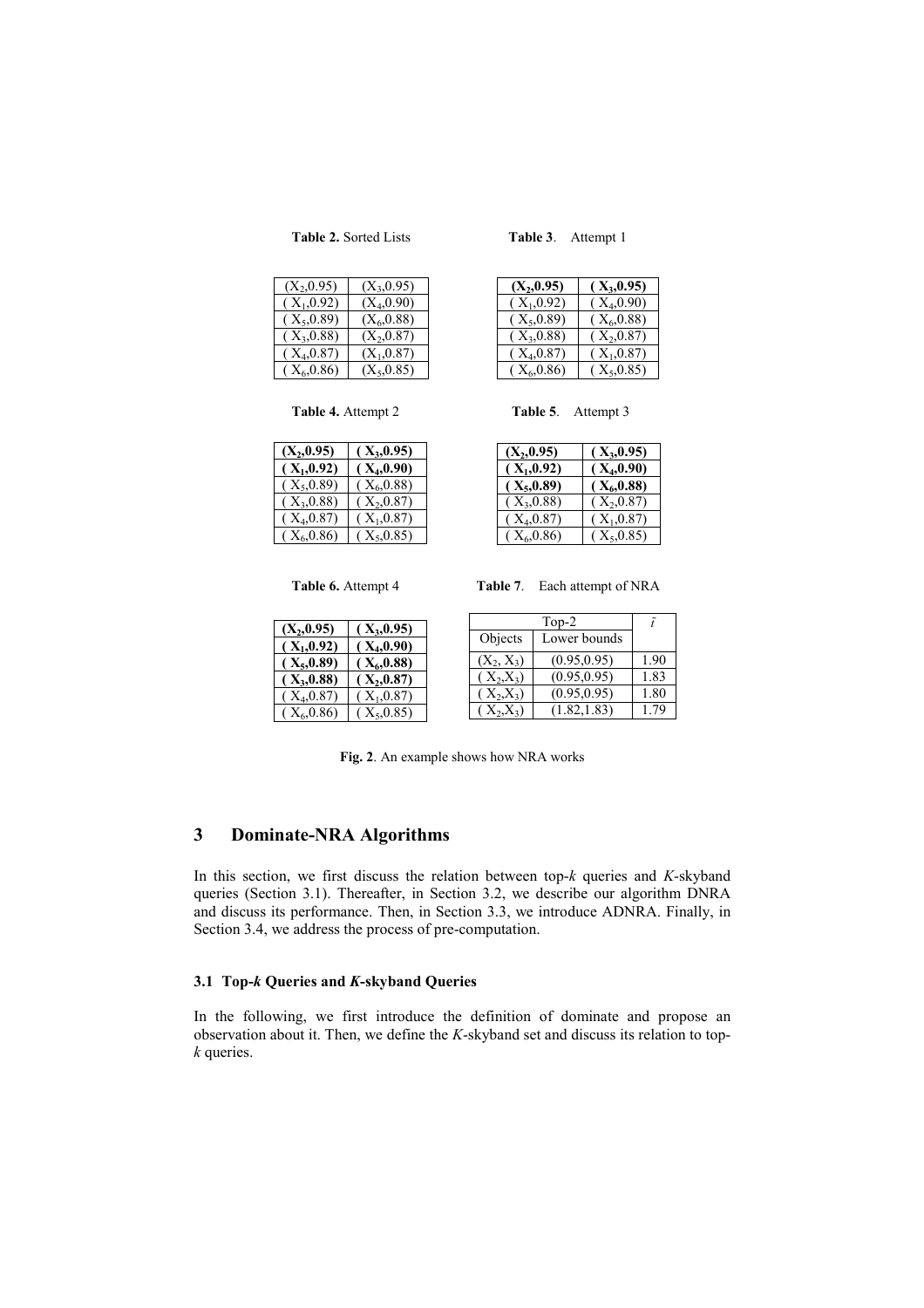**Table 2.** Sorted Lists

| | |
|---|---|
| ($X_2$,0.95) | ($X_3$,0.95) |
| ( $X_1$,0.92) | ($X_4$,0.90) |
| ( $X_5$,0.89) | ($X_6$,0.88) |
| ( $X_3$,0.88) | ($X_2$,0.87) |
| ( $X_4$,0.87) | ($X_1$,0.87) |
| ( $X_6$,0.86) | ($X_5$,0.85) |

**Table 3**. Attempt 1

| | |
|---|---|
| **($X_2$,0.95)** | **( $X_3$,0.95)** |
| ( $X_1$,0.92) | ( $X_4$,0.90) |
| ( $X_5$,0.89) | ( $X_6$,0.88) |
| ( $X_3$,0.88) | ( $X_2$,0.87) |
| ( $X_4$,0.87) | ( $X_1$,0.87) |
| ( $X_6$,0.86) | ( $X_5$,0.85) |

**Table 4.** Attempt 2

| | |
|---|---|
| **($X_2$,0.95)** | **( $X_3$,0.95)** |
| **( $X_1$,0.92)** | **( $X_4$,0.90)** |
| ( $X_5$,0.89) | ( $X_6$,0.88) |
| ( $X_3$,0.88) | ( $X_2$,0.87) |
| ( $X_4$,0.87) | ( $X_1$,0.87) |
| ( $X_6$,0.86) | ( $X_5$,0.85) |

**Table 5**. Attempt 3

| | |
|---|---|
| **($X_2$,0.95)** | **( $X_3$,0.95)** |
| **( $X_1$,0.92)** | **( $X_4$,0.90)** |
| **( $X_5$,0.89)** | **( $X_6$,0.88)** |
| ( $X_3$,0.88) | ( $X_2$,0.87) |
| ( $X_4$,0.87) | ( $X_1$,0.87) |
| ( $X_6$,0.86) | ( $X_5$,0.85) |

**Table 6.** Attempt 4

| | |
|---|---|
| **($X_2$,0.95)** | **( $X_3$,0.95)** |
| **( $X_1$,0.92)** | **( $X_4$,0.90)** |
| **( $X_5$,0.89)** | **( $X_6$,0.88)** |
| **( $X_3$,0.88)** | **( $X_2$,0.87)** |
| ( $X_4$,0.87) | ( $X_1$,0.87) |
| ( $X_6$,0.86) | ( $X_5$,0.85) |

**Table 7**. Each attempt of NRA

| Top-2 | | $\bar{t}$ |
|---|---|---|
| Objects | Lower bounds | |
| ($X_2$, $X_3$) | (0.95,0.95) | 1.90 |
| ( $X_2$,$X_3$) | (0.95,0.95) | 1.83 |
| ( $X_2$,$X_3$) | (0.95,0.95) | 1.80 |
| ( $X_2$,$X_3$) | (1.82,1.83) | 1.79 |

**Fig. 2**. An example shows how NRA works

## 3 Dominate-NRA Algorithms

In this section, we first discuss the relation between top-*k* queries and *K*-skyband queries (Section 3.1). Thereafter, in Section 3.2, we describe our algorithm DNRA and discuss its performance. Then, in Section 3.3, we introduce ADNRA. Finally, in Section 3.4, we address the process of pre-computation.

### 3.1 Top-*k* Queries and *K*-skyband Queries

In the following, we first introduce the definition of dominate and propose an observation about it. Then, we define the *K*-skyband set and discuss its relation to top-*k* queries.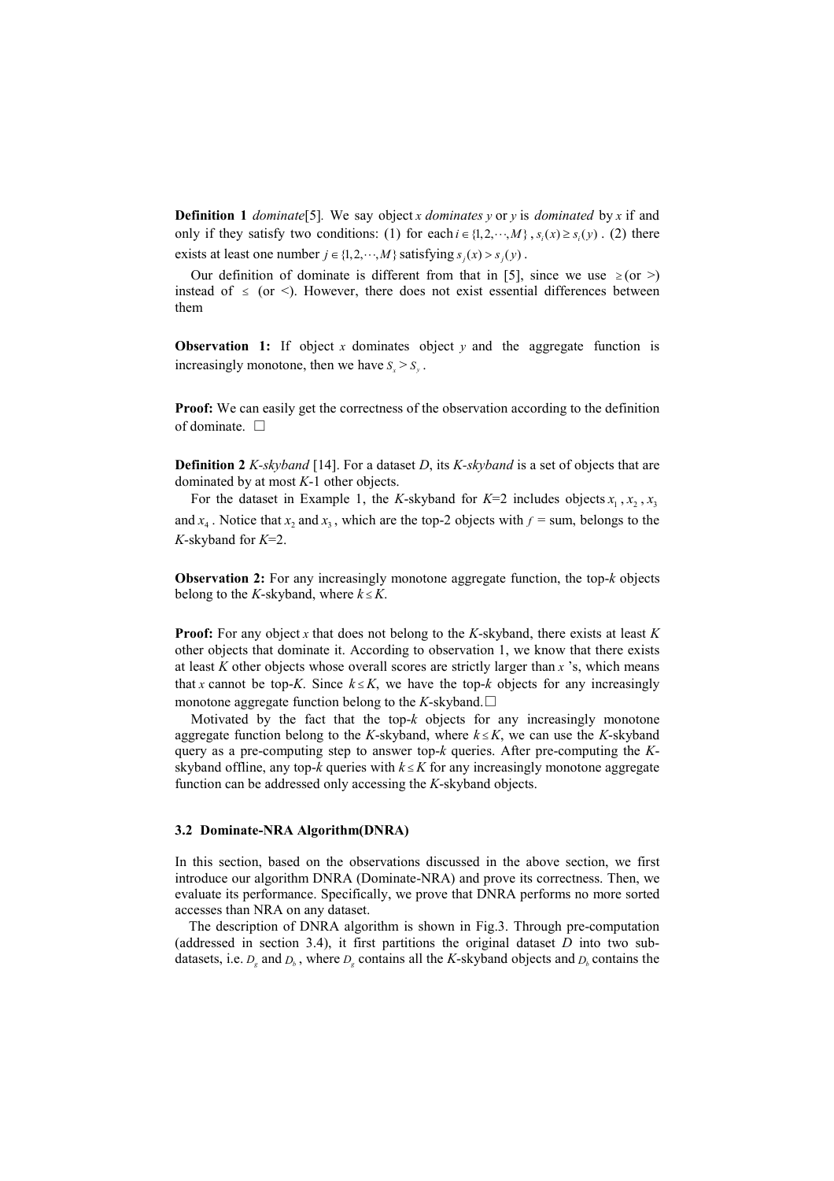**Definition 1** *dominate*[5]. We say object $x$ *dominates* $y$ or $y$ is *dominated* by $x$ if and only if they satisfy two conditions: (1) for each $i \in \{1, 2, \cdots, M\}$, $s_i(x) \geq s_i(y)$. (2) there exists at least one number $j \in \{1, 2, \cdots, M\}$ satisfying $s_j(x) > s_j(y)$.

Our definition of dominate is different from that in [5], since we use $\geq$ (or $>$) instead of $\leq$ (or $<$). However, there does not exist essential differences between them

**Observation 1:** If object $x$ dominates object $y$ and the aggregate function is increasingly monotone, then we have $S_x > S_y$.

**Proof:** We can easily get the correctness of the observation according to the definition of dominate. □

**Definition 2** *K-skyband* [14]. For a dataset $D$, its *K-skyband* is a set of objects that are dominated by at most $K$-1 other objects.

For the dataset in Example 1, the $K$-skyband for $K$=2 includes objects $x_1$, $x_2$, $x_3$ and $x_4$. Notice that $x_2$ and $x_3$, which are the top-2 objects with $f$ = sum, belongs to the $K$-skyband for $K$=2.

**Observation 2:** For any increasingly monotone aggregate function, the top-$k$ objects belong to the $K$-skyband, where $k \leq K$.

**Proof:** For any object $x$ that does not belong to the $K$-skyband, there exists at least $K$ other objects that dominate it. According to observation 1, we know that there exists at least $K$ other objects whose overall scores are strictly larger than $x$ 's, which means that $x$ cannot be top-$K$. Since $k \leq K$, we have the top-$k$ objects for any increasingly monotone aggregate function belong to the $K$-skyband. □

Motivated by the fact that the top-$k$ objects for any increasingly monotone aggregate function belong to the $K$-skyband, where $k \leq K$, we can use the $K$-skyband query as a pre-computing step to answer top-$k$ queries. After pre-computing the $K$-skyband offline, any top-$k$ queries with $k \leq K$ for any increasingly monotone aggregate function can be addressed only accessing the $K$-skyband objects.

### 3.2 Dominate-NRA Algorithm(DNRA)

In this section, based on the observations discussed in the above section, we first introduce our algorithm DNRA (Dominate-NRA) and prove its correctness. Then, we evaluate its performance. Specifically, we prove that DNRA performs no more sorted accesses than NRA on any dataset.

The description of DNRA algorithm is shown in Fig.3. Through pre-computation (addressed in section 3.4), it first partitions the original dataset $D$ into two sub-datasets, i.e. $D_g$ and $D_b$, where $D_g$ contains all the $K$-skyband objects and $D_b$ contains the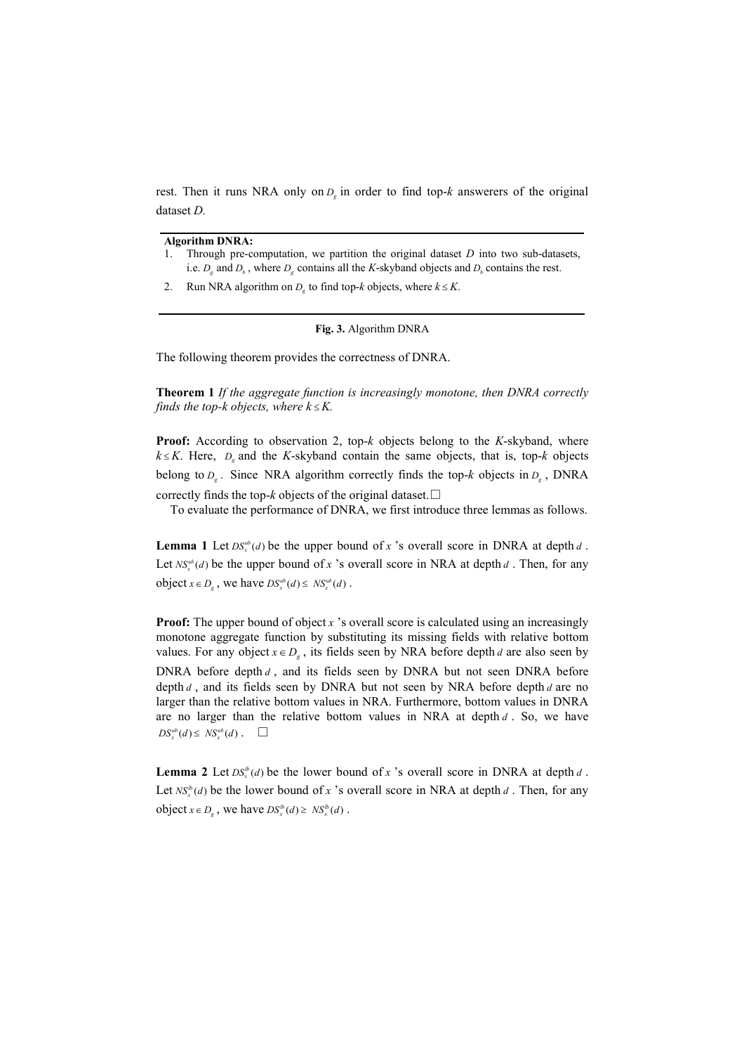rest. Then it runs NRA only on $D_g$ in order to find top-*k* answerers of the original dataset *D*.

---

**Algorithm DNRA:**

1. Through pre-computation, we partition the original dataset $D$ into two sub-datasets, i.e. $D_g$ and $D_b$, where $D_g$ contains all the *K*-skyband objects and $D_b$ contains the rest.
2. Run NRA algorithm on $D_g$ to find top-*k* objects, where $k \le K$.

---

**Fig. 3.** Algorithm DNRA

The following theorem provides the correctness of DNRA.

**Theorem 1** *If the aggregate function is increasingly monotone, then DNRA correctly finds the top-k objects, where $k \le K$.*

**Proof:** According to observation 2, top-*k* objects belong to the *K*-skyband, where $k \le K$. Here, $D_g$ and the *K*-skyband contain the same objects, that is, top-*k* objects belong to $D_g$. Since NRA algorithm correctly finds the top-*k* objects in $D_g$, DNRA correctly finds the top-*k* objects of the original dataset. □

To evaluate the performance of DNRA, we first introduce three lemmas as follows.

**Lemma 1** Let $DS_x^{ub}(d)$ be the upper bound of $x$ 's overall score in DNRA at depth $d$. Let $NS_x^{ub}(d)$ be the upper bound of $x$ 's overall score in NRA at depth $d$. Then, for any object $x \in D_g$, we have $DS_x^{ub}(d) \le NS_x^{ub}(d)$.

**Proof:** The upper bound of object $x$ 's overall score is calculated using an increasingly monotone aggregate function by substituting its missing fields with relative bottom values. For any object $x \in D_g$, its fields seen by NRA before depth $d$ are also seen by DNRA before depth $d$, and its fields seen by DNRA but not seen DNRA before depth $d$, and its fields seen by DNRA but not seen by NRA before depth $d$ are no larger than the relative bottom values in NRA. Furthermore, bottom values in DNRA are no larger than the relative bottom values in NRA at depth $d$. So, we have $DS_x^{ub}(d) \le NS_x^{ub}(d)$. □

**Lemma 2** Let $DS_x^{lb}(d)$ be the lower bound of $x$ 's overall score in DNRA at depth $d$. Let $NS_x^{lb}(d)$ be the lower bound of $x$ 's overall score in NRA at depth $d$. Then, for any object $x \in D_g$, we have $DS_x^{lb}(d) \ge NS_x^{lb}(d)$.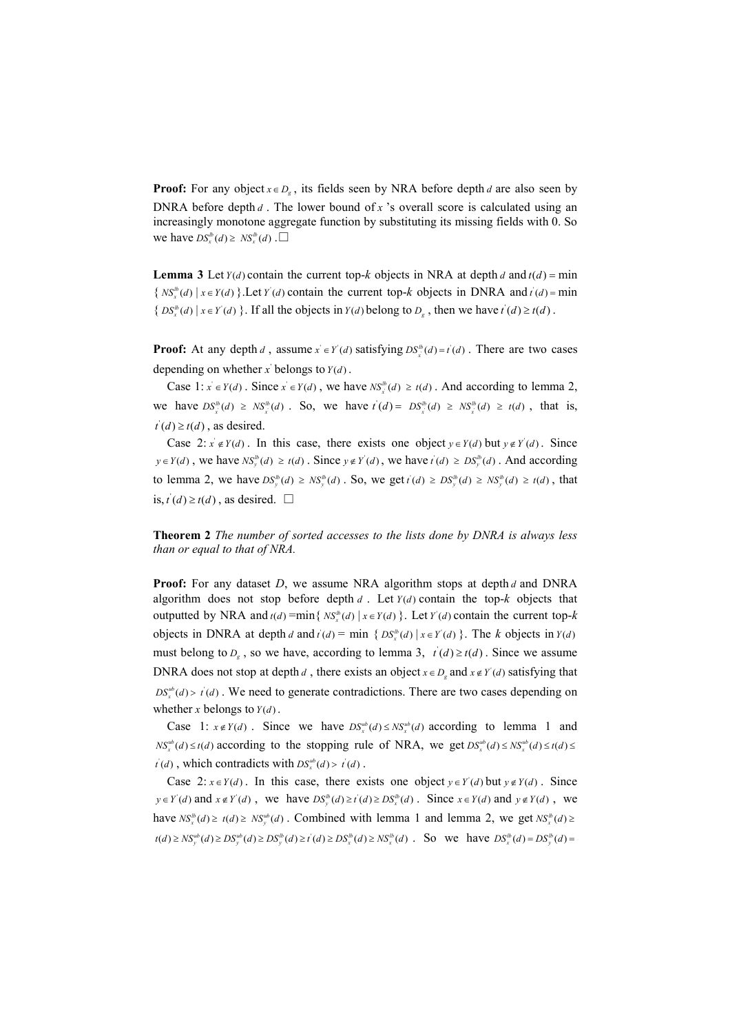**Proof:** For any object $x \in D_g$, its fields seen by NRA before depth $d$ are also seen by DNRA before depth $d$. The lower bound of $x$'s overall score is calculated using an increasingly monotone aggregate function by substituting its missing fields with 0. So we have $DS_x^{lb}(d) \geq NS_x^{lb}(d)$. □

**Lemma 3** Let $Y(d)$ contain the current top-*k* objects in NRA at depth $d$ and $t(d) = \min \{ NS_x^{lb}(d) \mid x \in Y(d) \}$. Let $Y'(d)$ contain the current top-*k* objects in DNRA and $t'(d) = \min \{ DS_x^{lb}(d) \mid x \in Y'(d) \}$. If all the objects in $Y(d)$ belong to $D_g$, then we have $t'(d) \geq t(d)$.

**Proof:** At any depth $d$, assume $x' \in Y'(d)$ satisfying $DS_{x'}^{lb}(d) = t'(d)$. There are two cases depending on whether $x'$ belongs to $Y(d)$.

Case 1: $x' \in Y(d)$. Since $x' \in Y(d)$, we have $NS_{x'}^{lb}(d) \geq t(d)$. And according to lemma 2, we have $DS_{x'}^{lb}(d) \geq NS_{x'}^{lb}(d)$. So, we have $t'(d) = DS_{x'}^{lb}(d) \geq NS_{x'}^{lb}(d) \geq t(d)$, that is, $t'(d) \geq t(d)$, as desired.

Case 2: $x' \notin Y(d)$. In this case, there exists one object $y \in Y(d)$ but $y \notin Y'(d)$. Since $y \in Y(d)$, we have $NS_y^{lb}(d) \geq t(d)$. Since $y \notin Y'(d)$, we have $t'(d) \geq DS_y^{lb}(d)$. And according to lemma 2, we have $DS_y^{lb}(d) \geq NS_y^{lb}(d)$. So, we get $t'(d) \geq DS_y^{lb}(d) \geq NS_y^{lb}(d) \geq t(d)$, that is, $t'(d) \geq t(d)$, as desired. □

**Theorem 2** *The number of sorted accesses to the lists done by DNRA is always less than or equal to that of NRA.*

**Proof:** For any dataset *D*, we assume NRA algorithm stops at depth $d$ and DNRA algorithm does not stop before depth $d$. Let $Y(d)$ contain the top-*k* objects that outputted by NRA and $t(d) = \min\{ NS_x^{lb}(d) \mid x \in Y(d) \}$. Let $Y'(d)$ contain the current top-*k* objects in DNRA at depth $d$ and $t'(d) = \min \{ DS_x^{lb}(d) \mid x \in Y'(d) \}$. The $k$ objects in $Y(d)$ must belong to $D_g$, so we have, according to lemma 3, $t'(d) \geq t(d)$. Since we assume DNRA does not stop at depth $d$, there exists an object $x \in D_g$ and $x \notin Y'(d)$ satisfying that $DS_x^{ub}(d) > t'(d)$. We need to generate contradictions. There are two cases depending on whether $x$ belongs to $Y(d)$.

Case 1: $x \notin Y(d)$. Since we have $DS_x^{ub}(d) \leq NS_x^{ub}(d)$ according to lemma 1 and $NS_x^{ub}(d) \leq t(d)$ according to the stopping rule of NRA, we get $DS_x^{ub}(d) \leq NS_x^{ub}(d) \leq t(d) \leq t'(d)$, which contradicts with $DS_x^{ub}(d) > t'(d)$.

Case 2: $x \in Y(d)$. In this case, there exists one object $y \in Y'(d)$ but $y \notin Y(d)$. Since $y \in Y'(d)$ and $x \notin Y'(d)$, we have $DS_y^{lb}(d) \geq t'(d) \geq DS_x^{lb}(d)$. Since $x \in Y(d)$ and $y \notin Y(d)$, we have $NS_x^{lb}(d) \geq t(d) \geq NS_y^{ub}(d)$. Combined with lemma 1 and lemma 2, we get $NS_x^{lb}(d) \geq t(d) \geq NS_y^{ub}(d) \geq DS_y^{ub}(d) \geq DS_y^{lb}(d) \geq t'(d) \geq DS_x^{lb}(d) \geq NS_x^{lb}(d)$. So we have $DS_x^{lb}(d) = DS_y^{lb}(d) =$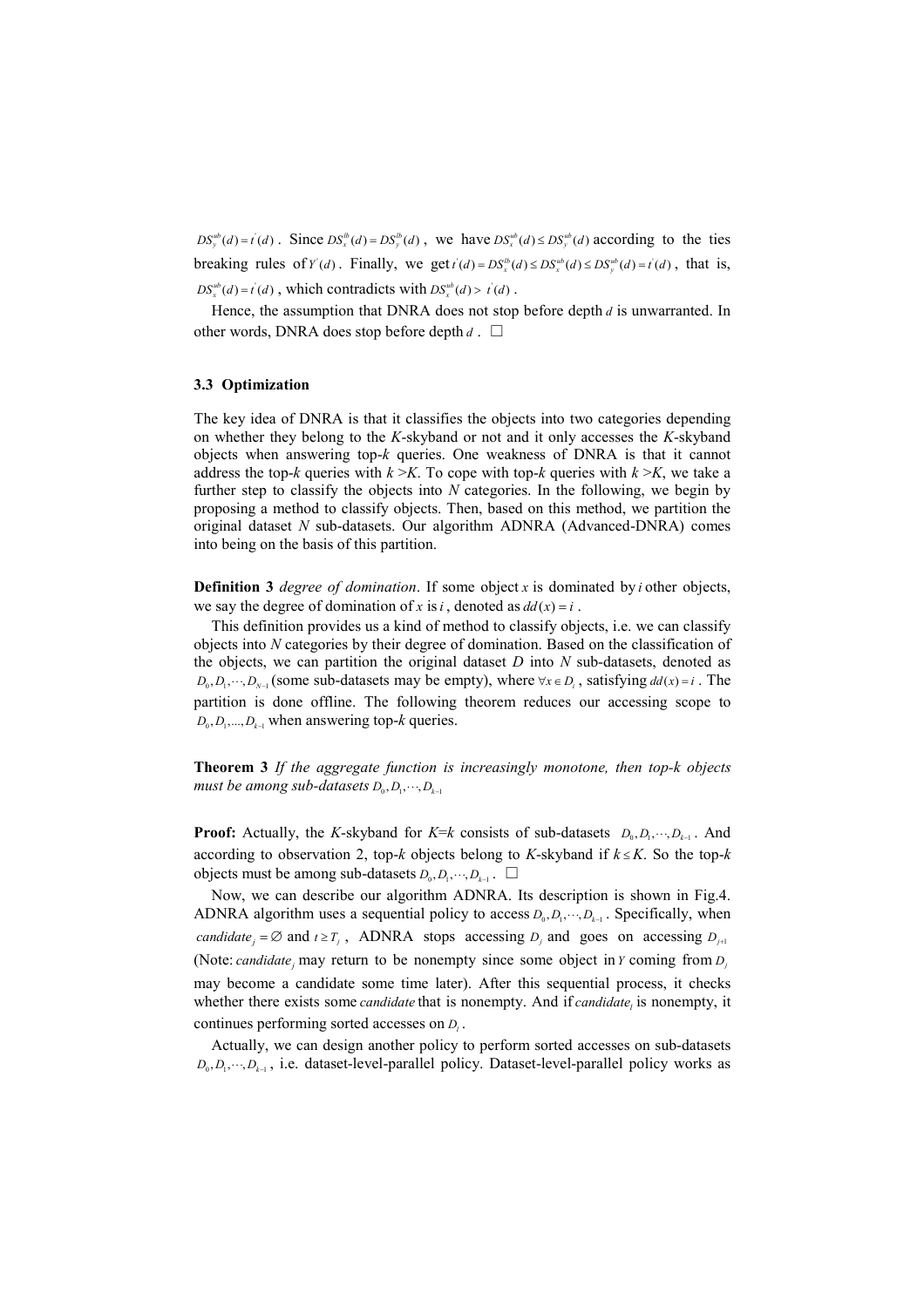$DS_y^{ub}(d) = t^{'}(d)$ . Since $DS_x^{lb}(d) = DS_y^{lb}(d)$ , we have $DS_x^{ub}(d) \le DS_y^{ub}(d)$ according to the ties breaking rules of $Y^{'}(d)$ . Finally, we get $t^{'}(d) = DS_x^{lb}(d) \le DS_x^{ub}(d) \le DS_y^{ub}(d) = t^{'}(d)$ , that is, $DS_x^{ub}(d) = t^{'}(d)$ , which contradicts with $DS_x^{ub}(d) > t^{'}(d)$ .

Hence, the assumption that DNRA does not stop before depth $d$ is unwarranted. In other words, DNRA does stop before depth $d$ . □

### 3.3 Optimization

The key idea of DNRA is that it classifies the objects into two categories depending on whether they belong to the *K*-skyband or not and it only accesses the *K*-skyband objects when answering top-*k* queries. One weakness of DNRA is that it cannot address the top-*k* queries with *k* >*K*. To cope with top-*k* queries with *k* >*K*, we take a further step to classify the objects into *N* categories. In the following, we begin by proposing a method to classify objects. Then, based on this method, we partition the original dataset *N* sub-datasets. Our algorithm ADNRA (Advanced-DNRA) comes into being on the basis of this partition.

**Definition 3** *degree of domination*. If some object $x$ is dominated by $i$ other objects, we say the degree of domination of $x$ is $i$ , denoted as $dd(x) = i$ .

This definition provides us a kind of method to classify objects, i.e. we can classify objects into *N* categories by their degree of domination. Based on the classification of the objects, we can partition the original dataset *D* into *N* sub-datasets, denoted as $D_0, D_1, \cdots, D_{N-1}$ (some sub-datasets may be empty), where $\forall x \in D_i$ , satisfying $dd(x) = i$ . The partition is done offline. The following theorem reduces our accessing scope to $D_0, D_1, ..., D_{k-1}$ when answering top-*k* queries.

**Theorem 3** *If the aggregate function is increasingly monotone, then top-k objects must be among sub-datasets* $D_0, D_1, \cdots, D_{k-1}$

**Proof:** Actually, the *K*-skyband for *K*=*k* consists of sub-datasets $D_0, D_1, \cdots, D_{k-1}$ . And according to observation 2, top-*k* objects belong to *K*-skyband if $k \le K$. So the top-*k* objects must be among sub-datasets $D_0, D_1, \cdots, D_{k-1}$ . □

Now, we can describe our algorithm ADNRA. Its description is shown in Fig.4. ADNRA algorithm uses a sequential policy to access $D_0, D_1, \cdots, D_{k-1}$ . Specifically, when $candidate_j = \varnothing$ and $t \ge T_j$ , ADNRA stops accessing $D_j$ and goes on accessing $D_{j+1}$ (Note: $candidate_j$ may return to be nonempty since some object in $Y$ coming from $D_j$ may become a candidate some time later). After this sequential process, it checks whether there exists some $candidate$ that is nonempty. And if $candidate_i$ is nonempty, it continues performing sorted accesses on $D_i$ .

Actually, we can design another policy to perform sorted accesses on sub-datasets $D_0, D_1, \cdots, D_{k-1}$ , i.e. dataset-level-parallel policy. Dataset-level-parallel policy works as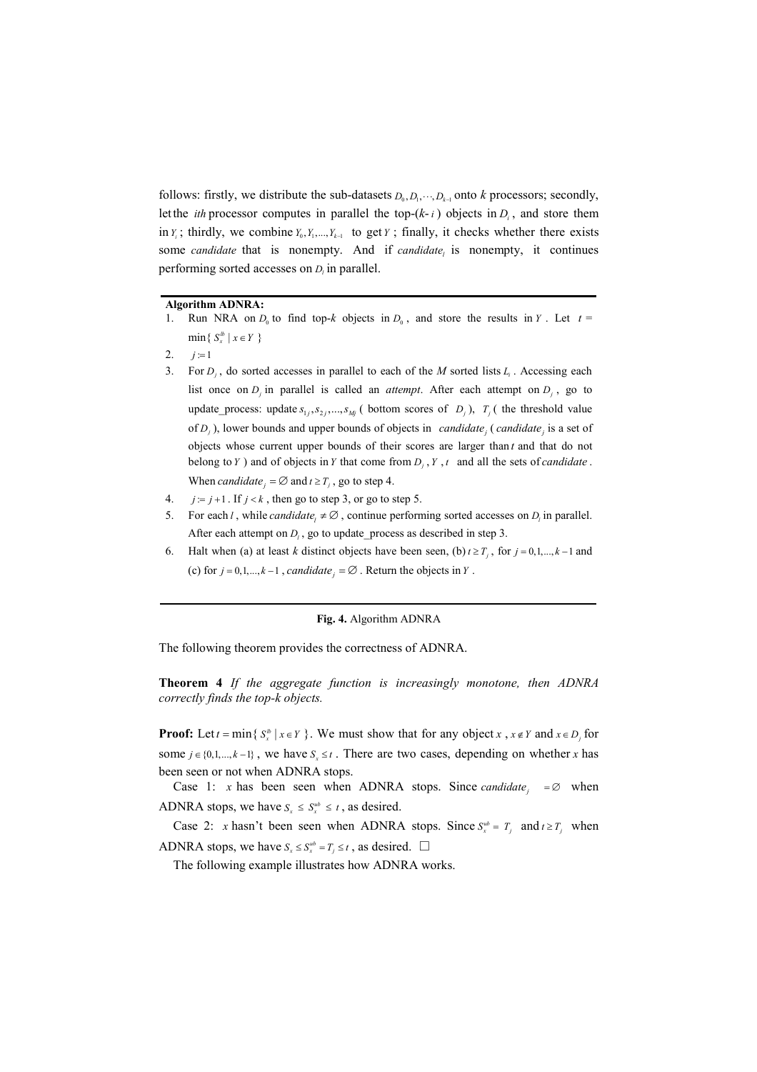follows: firstly, we distribute the sub-datasets $D_0, D_1, \cdots, D_{k-1}$ onto *k* processors; secondly, let the *ith* processor computes in parallel the top-(*k*- *i* ) objects in $D_i$, and store them in $Y_i$; thirdly, we combine $Y_0, Y_1, ..., Y_{k-1}$ to get $Y$; finally, it checks whether there exists some *candidate* that is nonempty. And if $candidate_l$ is nonempty, it continues performing sorted accesses on $D_l$ in parallel.

---

**Algorithm ADNRA:**

1. Run NRA on $D_0$ to find top-*k* objects in $D_0$, and store the results in $Y$. Let $t = \min\{ S_x^{lb} \mid x \in Y \}$
2. $j := 1$
3. For $D_j$, do sorted accesses in parallel to each of the *M* sorted lists $L_i$. Accessing each list once on $D_j$ in parallel is called an *attempt*. After each attempt on $D_j$, go to update_process: update $s_{1j}, s_{2j}, ..., s_{Mj}$ ( bottom scores of $D_j$ ), $T_j$ ( the threshold value of $D_j$ ), lower bounds and upper bounds of objects in $candidate_j$ ( $candidate_j$ is a set of objects whose current upper bounds of their scores are larger than $t$ and that do not belong to $Y$ ) and of objects in $Y$ that come from $D_j$, $Y$, $t$ and all the sets of *candidate* . When $candidate_j = \varnothing$ and $t \geq T_j$, go to step 4.
4. $j := j+1$. If $j < k$, then go to step 3, or go to step 5.
5. For each $l$, while $candidate_l \neq \varnothing$, continue performing sorted accesses on $D_l$ in parallel. After each attempt on $D_l$, go to update_process as described in step 3.
6. Halt when (a) at least *k* distinct objects have been seen, (b) $t \geq T_j$, for $j = 0,1,...,k-1$ and (c) for $j = 0,1,...,k-1$, $candidate_j = \varnothing$. Return the objects in $Y$.

---

**Fig. 4.** Algorithm ADNRA

The following theorem provides the correctness of ADNRA.

**Theorem 4** *If the aggregate function is increasingly monotone, then ADNRA correctly finds the top-k objects.*

**Proof:** Let $t = \min\{ S_x^{lb} \mid x \in Y \}$. We must show that for any object $x$, $x \notin Y$ and $x \in D_j$ for some $j \in \{0,1,...,k-1\}$, we have $S_x \leq t$. There are two cases, depending on whether $x$ has been seen or not when ADNRA stops.

Case 1: $x$ has been seen when ADNRA stops. Since $candidate_j = \varnothing$ when ADNRA stops, we have $S_x \leq S_x^{ub} \leq t$, as desired.

Case 2: $x$ hasn't been seen when ADNRA stops. Since $S_x^{ub} = T_j$ and $t \geq T_j$ when ADNRA stops, we have $S_x \leq S_x^{ub} = T_j \leq t$, as desired. □

The following example illustrates how ADNRA works.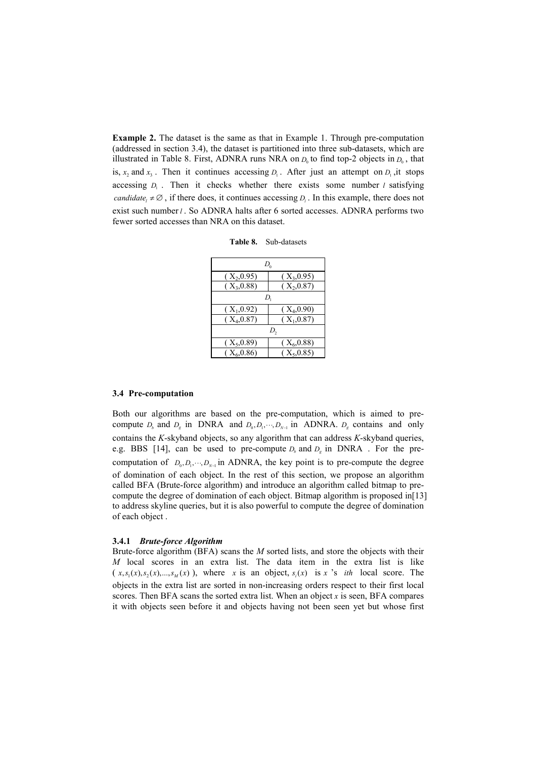**Example 2.** The dataset is the same as that in Example 1. Through pre-computation (addressed in section 3.4), the dataset is partitioned into three sub-datasets, which are illustrated in Table 8. First, ADNRA runs NRA on $D_0$ to find top-2 objects in $D_0$, that is, $x_2$ and $x_3$. Then it continues accessing $D_1$. After just an attempt on $D_1$, it stops accessing $D_1$. Then it checks whether there exists some number $l$ satisfying $candidate_l \neq \varnothing$, if there does, it continues accessing $D_l$. In this example, there does not exist such number $l$. So ADNRA halts after 6 sorted accesses. ADNRA performs two fewer sorted accesses than NRA on this dataset.

**Table 8.** Sub-datasets

| $D_0$ | |
|---|---|
| ( $X_2$,0.95) | ( $X_3$,0.95) |
| ( $X_3$,0.88) | ( $X_2$,0.87) |
| $D_1$ | |
| ( $X_1$,0.92) | ( $X_4$,0.90) |
| ( $X_4$,0.87) | ( $X_1$,0.87) |
| $D_2$ | |
| ( $X_5$,0.89) | ( $X_6$,0.88) |
| ( $X_6$,0.86) | ( $X_5$,0.85) |

### 3.4 Pre-computation

Both our algorithms are based on the pre-computation, which is aimed to pre-compute $D_b$ and $D_g$ in DNRA and $D_0, D_1, \cdots, D_{N-1}$ in ADNRA. $D_g$ contains and only contains the *K*-skyband objects, so any algorithm that can address *K*-skyband queries, e.g. BBS [14], can be used to pre-compute $D_b$ and $D_g$ in DNRA . For the pre-computation of $D_0, D_1, \cdots, D_{N-1}$ in ADNRA, the key point is to pre-compute the degree of domination of each object. In the rest of this section, we propose an algorithm called BFA (Brute-force algorithm) and introduce an algorithm called bitmap to pre-compute the degree of domination of each object. Bitmap algorithm is proposed in[13] to address skyline queries, but it is also powerful to compute the degree of domination of each object .

#### 3.4.1 *Brute-force Algorithm*

Brute-force algorithm (BFA) scans the *M* sorted lists, and store the objects with their *M* local scores in an extra list. The data item in the extra list is like ( $x, s_1(x), s_2(x), ..., s_M(x)$ ), where $x$ is an object, $s_i(x)$ is $x$ 's $ith$ local score. The objects in the extra list are sorted in non-increasing orders respect to their first local scores. Then BFA scans the sorted extra list. When an object $x$ is seen, BFA compares it with objects seen before it and objects having not been seen yet but whose first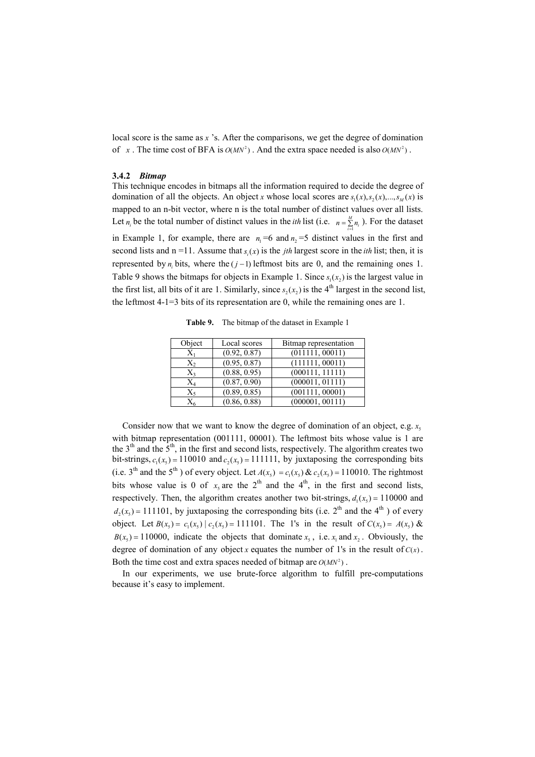local score is the same as $x$ 's. After the comparisons, we get the degree of domination of $x$ . The time cost of BFA is $O(MN^2)$ . And the extra space needed is also $O(MN^2)$ .

### 3.4.2 *Bitmap*

This technique encodes in bitmaps all the information required to decide the degree of domination of all the objects. An object $x$ whose local scores are $s_1(x), s_2(x), ..., s_M(x)$ is mapped to an n-bit vector, where n is the total number of distinct values over all lists. Let $n_i$ be the total number of distinct values in the *ith* list (i.e. $n = \sum_{i=1}^{M} n_i$ ). For the dataset in Example 1, for example, there are $n_1$ =6 and $n_2$ =5 distinct values in the first and second lists and n =11. Assume that $s_i(x)$ is the *jth* largest score in the *ith* list; then, it is represented by $n_i$ bits, where the $(j-1)$ leftmost bits are 0, and the remaining ones 1. Table 9 shows the bitmaps for objects in Example 1. Since $s_1(x_2)$ is the largest value in the first list, all bits of it are 1. Similarly, since $s_2(x_2)$ is the 4th largest in the second list, the leftmost 4-1=3 bits of its representation are 0, while the remaining ones are 1.

**Table 9.** The bitmap of the dataset in Example 1

| Object | Local scores | Bitmap representation |
|---|---|---|
| $X_1$ | (0.92, 0.87) | (011111, 00011) |
| $X_2$ | (0.95, 0.87) | (111111, 00011) |
| $X_3$ | (0.88, 0.95) | (000111, 11111) |
| $X_4$ | (0.87, 0.90) | (000011, 01111) |
| $X_5$ | (0.89, 0.85) | (001111, 00001) |
| $X_6$ | (0.86, 0.88) | (000001, 00111) |

Consider now that we want to know the degree of domination of an object, e.g. $x_5$ with bitmap representation (001111, 00001). The leftmost bits whose value is 1 are the 3rd and the 5th, in the first and second lists, respectively. The algorithm creates two bit-strings, $c_1(x_5) = 110010$ and $c_2(x_5) = 111111$, by juxtaposing the corresponding bits (i.e. 3rd and the 5th ) of every object. Let $A(x_5) = c_1(x_5) \,\&\, c_2(x_5) = 110010$. The rightmost bits whose value is 0 of $x_5$ are the 2nd and the 4th, in the first and second lists, respectively. Then, the algorithm creates another two bit-strings, $d_1(x_5) = 110000$ and $d_2(x_5) = 111101$, by juxtaposing the corresponding bits (i.e. 2nd and the 4th ) of every object. Let $B(x_5) = c_1(x_5) \mid c_2(x_5) = 111101$. The 1's in the result of $C(x_5) = A(x_5) \,\&\, B(x_5) = 110000$, indicate the objects that dominate $x_5$ , i.e. $x_1$ and $x_2$ . Obviously, the degree of domination of any object $x$ equates the number of 1's in the result of $C(x)$ . Both the time cost and extra spaces needed of bitmap are $O(MN^2)$ .

In our experiments, we use brute-force algorithm to fulfill pre-computations because it's easy to implement.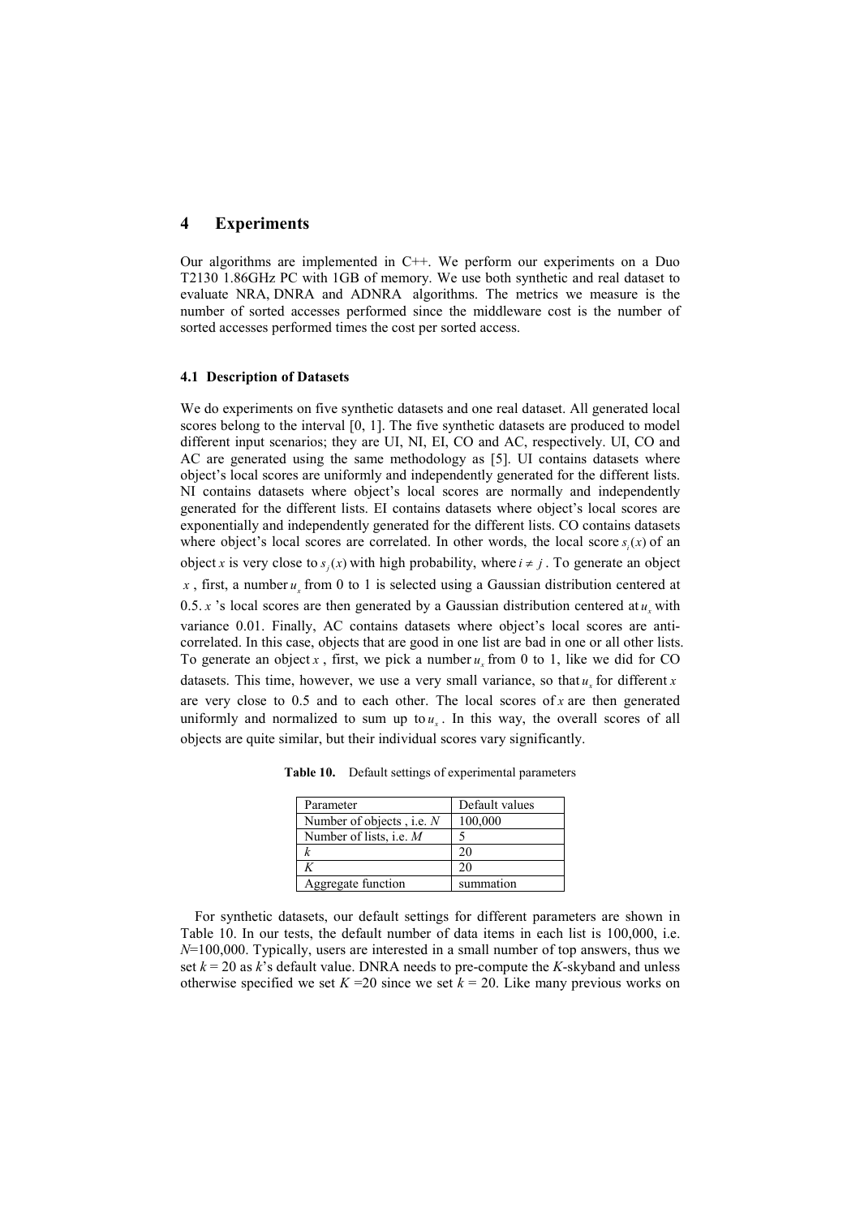## 4 Experiments

Our algorithms are implemented in C++. We perform our experiments on a Duo T2130 1.86GHz PC with 1GB of memory. We use both synthetic and real dataset to evaluate NRA, DNRA and ADNRA algorithms. The metrics we measure is the number of sorted accesses performed since the middleware cost is the number of sorted accesses performed times the cost per sorted access.

### 4.1 Description of Datasets

We do experiments on five synthetic datasets and one real dataset. All generated local scores belong to the interval [0, 1]. The five synthetic datasets are produced to model different input scenarios; they are UI, NI, EI, CO and AC, respectively. UI, CO and AC are generated using the same methodology as [5]. UI contains datasets where object's local scores are uniformly and independently generated for the different lists. NI contains datasets where object's local scores are normally and independently generated for the different lists. EI contains datasets where object's local scores are exponentially and independently generated for the different lists. CO contains datasets where object's local scores are correlated. In other words, the local score $s_i(x)$ of an object $x$ is very close to $s_j(x)$ with high probability, where $i \neq j$. To generate an object $x$, first, a number $u_x$ from 0 to 1 is selected using a Gaussian distribution centered at 0.5. $x$'s local scores are then generated by a Gaussian distribution centered at $u_x$ with variance 0.01. Finally, AC contains datasets where object's local scores are anti-correlated. In this case, objects that are good in one list are bad in one or all other lists. To generate an object $x$, first, we pick a number $u_x$ from 0 to 1, like we did for CO datasets. This time, however, we use a very small variance, so that $u_x$ for different $x$ are very close to 0.5 and to each other. The local scores of $x$ are then generated uniformly and normalized to sum up to $u_x$. In this way, the overall scores of all objects are quite similar, but their individual scores vary significantly.

**Table 10.** Default settings of experimental parameters

| Parameter | Default values |
|---|---|
| Number of objects , i.e. $N$ | 100,000 |
| Number of lists, i.e. $M$ | 5 |
| $k$ | 20 |
| $K$ | 20 |
| Aggregate function | summation |

For synthetic datasets, our default settings for different parameters are shown in Table 10. In our tests, the default number of data items in each list is 100,000, i.e. $N$=100,000. Typically, users are interested in a small number of top answers, thus we set $k$ = 20 as $k$'s default value. DNRA needs to pre-compute the $K$-skyband and unless otherwise specified we set $K$ =20 since we set $k$ = 20. Like many previous works on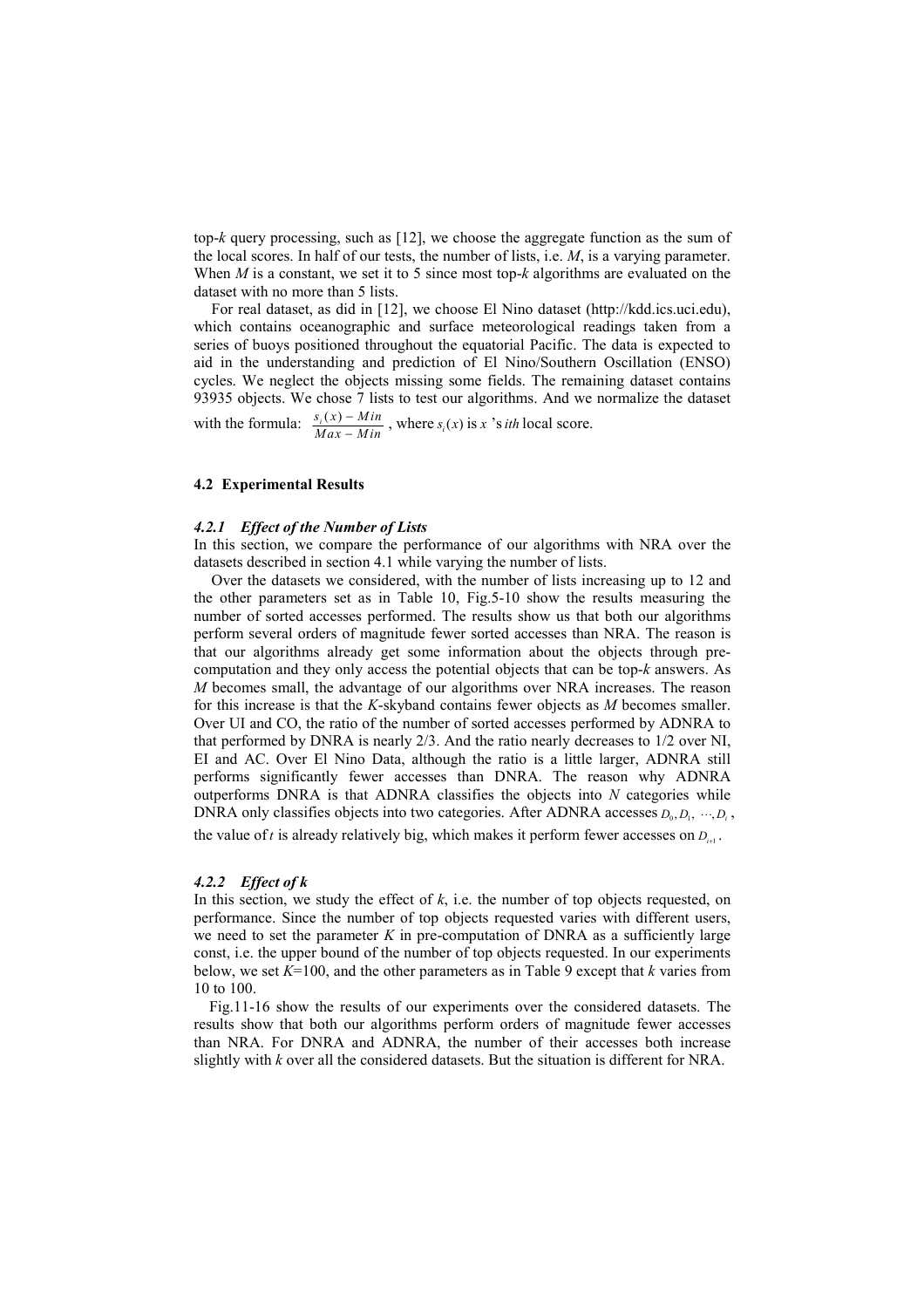top-$k$ query processing, such as [12], we choose the aggregate function as the sum of the local scores. In half of our tests, the number of lists, i.e. $M$, is a varying parameter. When $M$ is a constant, we set it to 5 since most top-$k$ algorithms are evaluated on the dataset with no more than 5 lists.

For real dataset, as did in [12], we choose El Nino dataset (http://kdd.ics.uci.edu), which contains oceanographic and surface meteorological readings taken from a series of buoys positioned throughout the equatorial Pacific. The data is expected to aid in the understanding and prediction of El Nino/Southern Oscillation (ENSO) cycles. We neglect the objects missing some fields. The remaining dataset contains 93935 objects. We chose 7 lists to test our algorithms. And we normalize the dataset with the formula: $\frac{s_i(x) - Min}{Max - Min}$ , where $s_i(x)$ is $x$ 's $ith$ local score.

### 4.2 Experimental Results

#### *4.2.1 Effect of the Number of Lists*

In this section, we compare the performance of our algorithms with NRA over the datasets described in section 4.1 while varying the number of lists.

Over the datasets we considered, with the number of lists increasing up to 12 and the other parameters set as in Table 10, Fig.5-10 show the results measuring the number of sorted accesses performed. The results show us that both our algorithms perform several orders of magnitude fewer sorted accesses than NRA. The reason is that our algorithms already get some information about the objects through pre-computation and they only access the potential objects that can be top-$k$ answers. As $M$ becomes small, the advantage of our algorithms over NRA increases. The reason for this increase is that the $K$-skyband contains fewer objects as $M$ becomes smaller. Over UI and CO, the ratio of the number of sorted accesses performed by ADNRA to that performed by DNRA is nearly 2/3. And the ratio nearly decreases to 1/2 over NI, EI and AC. Over El Nino Data, although the ratio is a little larger, ADNRA still performs significantly fewer accesses than DNRA. The reason why ADNRA outperforms DNRA is that ADNRA classifies the objects into $N$ categories while DNRA only classifies objects into two categories. After ADNRA accesses $D_0, D_1, \cdots, D_i$ , the value of $t$ is already relatively big, which makes it perform fewer accesses on $D_{i+1}$ .

#### *4.2.2 Effect of k*

In this section, we study the effect of $k$, i.e. the number of top objects requested, on performance. Since the number of top objects requested varies with different users, we need to set the parameter $K$ in pre-computation of DNRA as a sufficiently large const, i.e. the upper bound of the number of top objects requested. In our experiments below, we set $K$=100, and the other parameters as in Table 9 except that $k$ varies from 10 to 100.

Fig.11-16 show the results of our experiments over the considered datasets. The results show that both our algorithms perform orders of magnitude fewer accesses than NRA. For DNRA and ADNRA, the number of their accesses both increase slightly with $k$ over all the considered datasets. But the situation is different for NRA.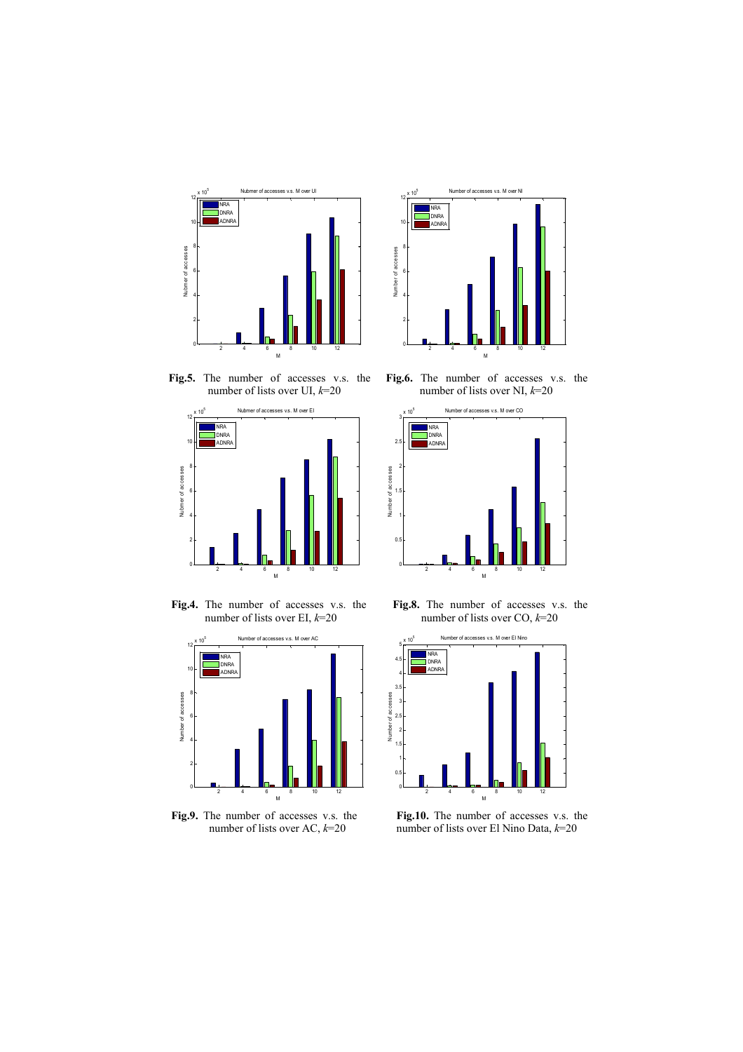**Fig.5.** The number of accesses v.s. the number of lists over UI, $k$=20

**Fig.6.** The number of accesses v.s. the number of lists over NI, $k$=20

**Fig.4.** The number of accesses v.s. the number of lists over EI, $k$=20

**Fig.8.** The number of accesses v.s. the number of lists over CO, $k$=20

**Fig.9.** The number of accesses v.s. the number of lists over AC, $k$=20

**Fig.10.** The number of accesses v.s. the number of lists over El Nino Data, $k$=20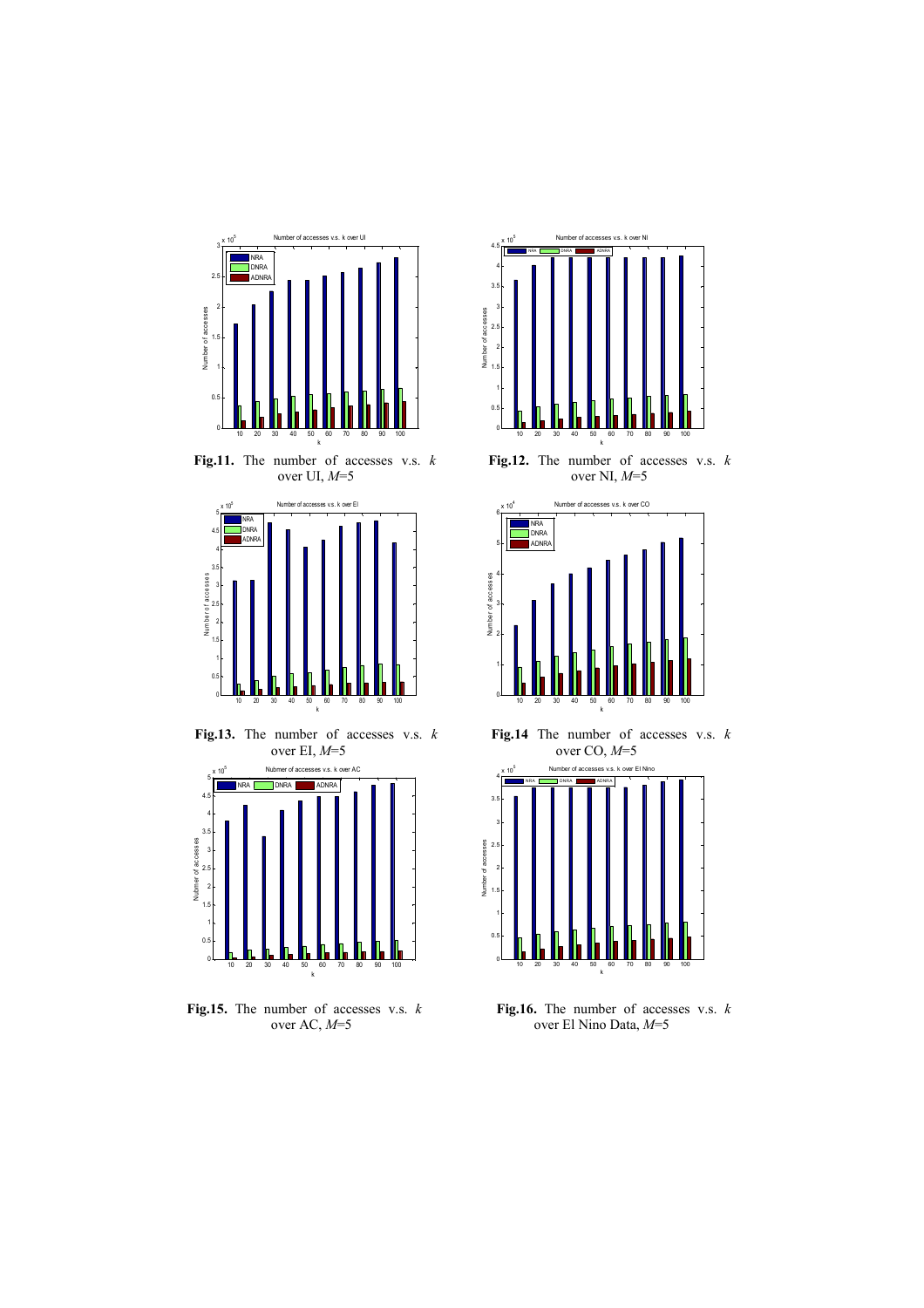**Fig.11.** The number of accesses v.s. $k$ over UI, $M$=5

**Fig.12.** The number of accesses v.s. $k$ over NI, $M$=5

**Fig.13.** The number of accesses v.s. $k$ over EI, $M$=5

**Fig.14** The number of accesses v.s. $k$ over CO, $M$=5

**Fig.15.** The number of accesses v.s. $k$ over AC, $M$=5

**Fig.16.** The number of accesses v.s. $k$ over El Nino Data, $M$=5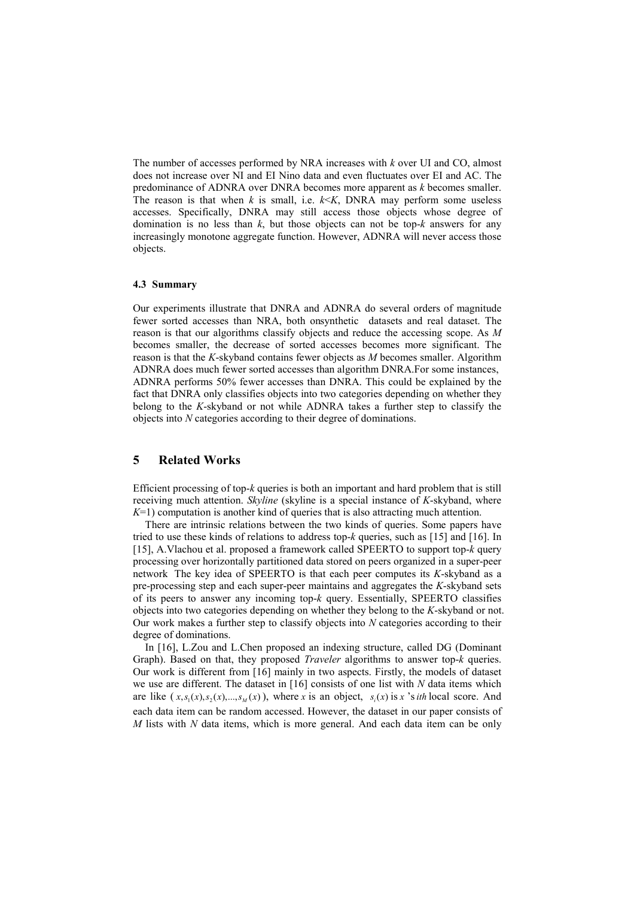The number of accesses performed by NRA increases with $k$ over UI and CO, almost does not increase over NI and EI Nino data and even fluctuates over EI and AC. The predominance of ADNRA over DNRA becomes more apparent as $k$ becomes smaller. The reason is that when $k$ is small, i.e. $k<K$, DNRA may perform some useless accesses. Specifically, DNRA may still access those objects whose degree of domination is no less than $k$, but those objects can not be top-$k$ answers for any increasingly monotone aggregate function. However, ADNRA will never access those objects.

### 4.3 Summary

Our experiments illustrate that DNRA and ADNRA do several orders of magnitude fewer sorted accesses than NRA, both onsynthetic datasets and real dataset. The reason is that our algorithms classify objects and reduce the accessing scope. As $M$ becomes smaller, the decrease of sorted accesses becomes more significant. The reason is that the $K$-skyband contains fewer objects as $M$ becomes smaller. Algorithm ADNRA does much fewer sorted accesses than algorithm DNRA.For some instances, ADNRA performs 50% fewer accesses than DNRA. This could be explained by the fact that DNRA only classifies objects into two categories depending on whether they belong to the $K$-skyband or not while ADNRA takes a further step to classify the objects into $N$ categories according to their degree of dominations.

## 5 Related Works

Efficient processing of top-$k$ queries is both an important and hard problem that is still receiving much attention. *Skyline* (skyline is a special instance of $K$-skyband, where $K$=1) computation is another kind of queries that is also attracting much attention.

There are intrinsic relations between the two kinds of queries. Some papers have tried to use these kinds of relations to address top-$k$ queries, such as [15] and [16]. In [15], A.Vlachou et al. proposed a framework called SPEERTO to support top-$k$ query processing over horizontally partitioned data stored on peers organized in a super-peer network The key idea of SPEERTO is that each peer computes its $K$-skyband as a pre-processing step and each super-peer maintains and aggregates the $K$-skyband sets of its peers to answer any incoming top-$k$ query. Essentially, SPEERTO classifies objects into two categories depending on whether they belong to the $K$-skyband or not. Our work makes a further step to classify objects into $N$ categories according to their degree of dominations.

In [16], L.Zou and L.Chen proposed an indexing structure, called DG (Dominant Graph). Based on that, they proposed *Traveler* algorithms to answer top-$k$ queries. Our work is different from [16] mainly in two aspects. Firstly, the models of dataset we use are different. The dataset in [16] consists of one list with $N$ data items which are like ( $x, s_1(x), s_2(x), ..., s_M(x)$ ), where $x$ is an object, $s_i(x)$ is $x$ 's $ith$ local score. And each data item can be random accessed. However, the dataset in our paper consists of $M$ lists with $N$ data items, which is more general. And each data item can be only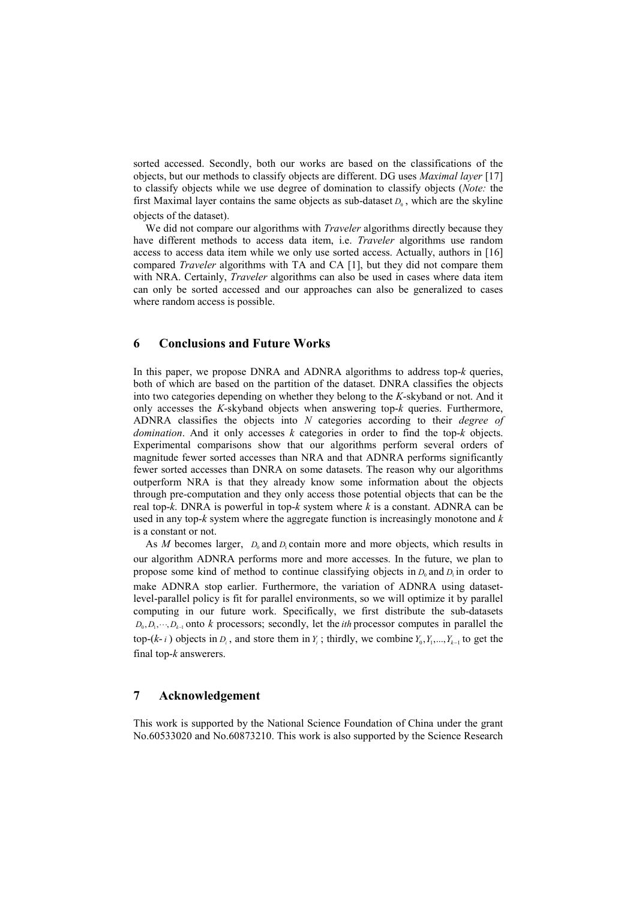sorted accessed. Secondly, both our works are based on the classifications of the objects, but our methods to classify objects are different. DG uses *Maximal layer* [17] to classify objects while we use degree of domination to classify objects (*Note:* the first Maximal layer contains the same objects as sub-dataset $D_0$, which are the skyline objects of the dataset).

We did not compare our algorithms with *Traveler* algorithms directly because they have different methods to access data item, i.e. *Traveler* algorithms use random access to access data item while we only use sorted access. Actually, authors in [16] compared *Traveler* algorithms with TA and CA [1], but they did not compare them with NRA. Certainly, *Traveler* algorithms can also be used in cases where data item can only be sorted accessed and our approaches can also be generalized to cases where random access is possible.

## 6 Conclusions and Future Works

In this paper, we propose DNRA and ADNRA algorithms to address top-*k* queries, both of which are based on the partition of the dataset. DNRA classifies the objects into two categories depending on whether they belong to the *K*-skyband or not. And it only accesses the *K*-skyband objects when answering top-*k* queries. Furthermore, ADNRA classifies the objects into *N* categories according to their *degree of domination*. And it only accesses *k* categories in order to find the top-*k* objects. Experimental comparisons show that our algorithms perform several orders of magnitude fewer sorted accesses than NRA and that ADNRA performs significantly fewer sorted accesses than DNRA on some datasets. The reason why our algorithms outperform NRA is that they already know some information about the objects through pre-computation and they only access those potential objects that can be the real top-*k*. DNRA is powerful in top-*k* system where *k* is a constant. ADNRA can be used in any top-*k* system where the aggregate function is increasingly monotone and *k* is a constant or not.

As *M* becomes larger, $D_0$ and $D_1$ contain more and more objects, which results in our algorithm ADNRA performs more and more accesses. In the future, we plan to propose some kind of method to continue classifying objects in $D_0$ and $D_1$ in order to make ADNRA stop earlier. Furthermore, the variation of ADNRA using dataset-level-parallel policy is fit for parallel environments, so we will optimize it by parallel computing in our future work. Specifically, we first distribute the sub-datasets $D_0, D_1, \cdots, D_{k-1}$ onto *k* processors; secondly, let the $ith$ processor computes in parallel the top-($k$- $i$) objects in $D_i$, and store them in $Y_i$; thirdly, we combine $Y_0, Y_1, ..., Y_{k-1}$ to get the final top-*k* answerers.

## 7 Acknowledgement

This work is supported by the National Science Foundation of China under the grant No.60533020 and No.60873210. This work is also supported by the Science Research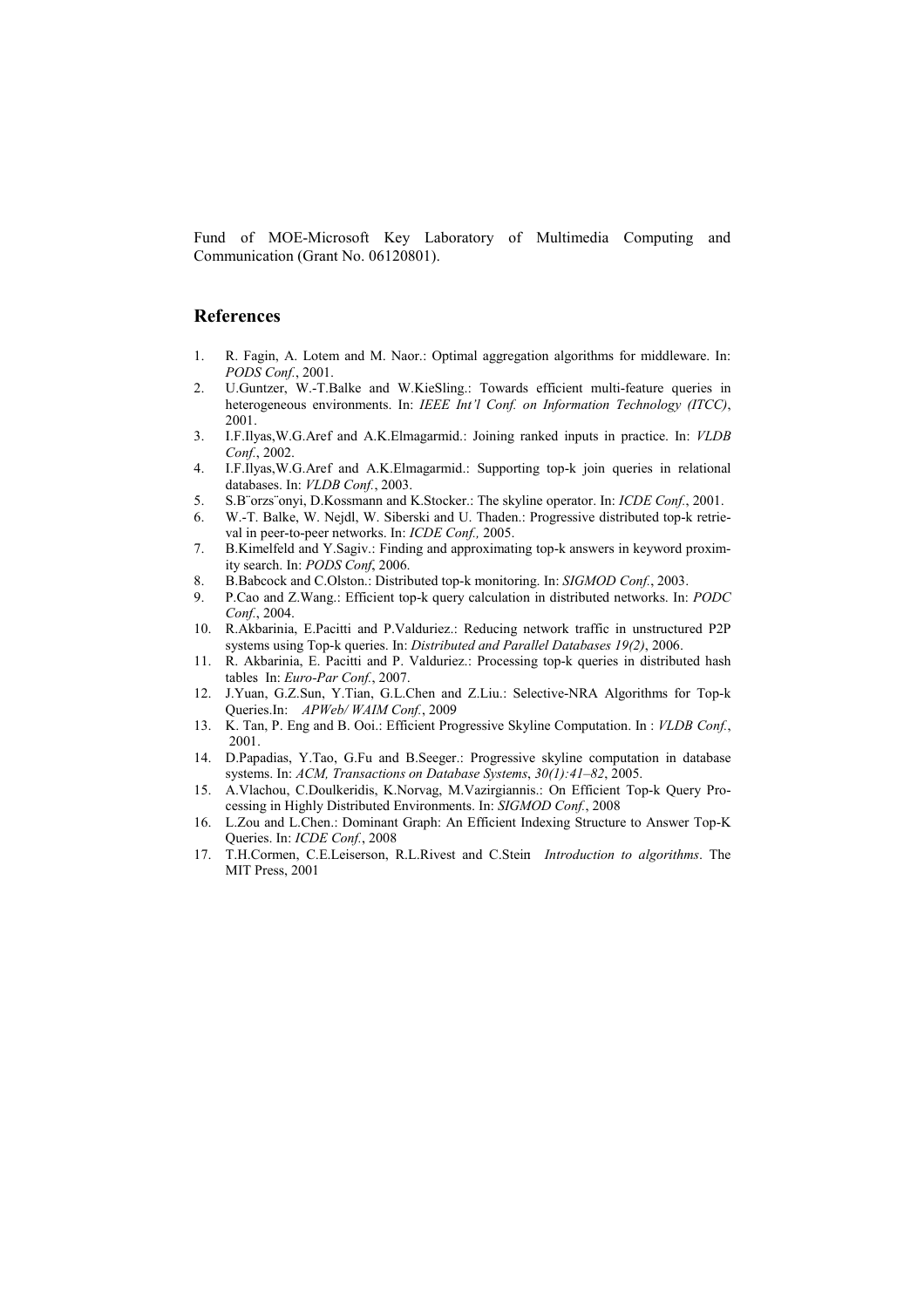Fund of MOE-Microsoft Key Laboratory of Multimedia Computing and Communication (Grant No. 06120801).

## References

1. R. Fagin, A. Lotem and M. Naor.: Optimal aggregation algorithms for middleware. In: *PODS Conf.*, 2001.
2. U.Guntzer, W.-T.Balke and W.KieSling.: Towards efficient multi-feature queries in heterogeneous environments. In: *IEEE Int'l Conf. on Information Technology (ITCC)*, 2001.
3. I.F.Ilyas,W.G.Aref and A.K.Elmagarmid.: Joining ranked inputs in practice. In: *VLDB Conf.*, 2002.
4. I.F.Ilyas,W.G.Aref and A.K.Elmagarmid.: Supporting top-k join queries in relational databases. In: *VLDB Conf.*, 2003.
5. S.B¨orzs¨onyi, D.Kossmann and K.Stocker.: The skyline operator. In: *ICDE Conf.*, 2001.
6. W.-T. Balke, W. Nejdl, W. Siberski and U. Thaden.: Progressive distributed top-k retrieval in peer-to-peer networks. In: *ICDE Conf.,* 2005.
7. B.Kimelfeld and Y.Sagiv.: Finding and approximating top-k answers in keyword proximity search. In: *PODS Conf*, 2006.
8. B.Babcock and C.Olston.: Distributed top-k monitoring. In: *SIGMOD Conf.*, 2003.
9. P.Cao and Z.Wang.: Efficient top-k query calculation in distributed networks. In: *PODC Conf.*, 2004.
10. R.Akbarinia, E.Pacitti and P.Valduriez.: Reducing network traffic in unstructured P2P systems using Top-k queries. In: *Distributed and Parallel Databases 19(2)*, 2006.
11. R. Akbarinia, E. Pacitti and P. Valduriez.: Processing top-k queries in distributed hash tables In: *Euro-Par Conf.*, 2007.
12. J.Yuan, G.Z.Sun, Y.Tian, G.L.Chen and Z.Liu.: Selective-NRA Algorithms for Top-k Queries.In: *APWeb/ WAIM Conf.*, 2009
13. K. Tan, P. Eng and B. Ooi.: Efficient Progressive Skyline Computation. In : *VLDB Conf.*, 2001.
14. D.Papadias, Y.Tao, G.Fu and B.Seeger.: Progressive skyline computation in database systems. In: *ACM, Transactions on Database Systems*, *30(1):41–82*, 2005.
15. A.Vlachou, C.Doulkeridis, K.Norvag, M.Vazirgiannis.: On Efficient Top-k Query Processing in Highly Distributed Environments. In: *SIGMOD Conf.*, 2008
16. L.Zou and L.Chen.: Dominant Graph: An Efficient Indexing Structure to Answer Top-K Queries. In: *ICDE Conf.*, 2008
17. T.H.Cormen, C.E.Leiserson, R.L.Rivest and C.Stein *Introduction to algorithms*. The MIT Press, 2001